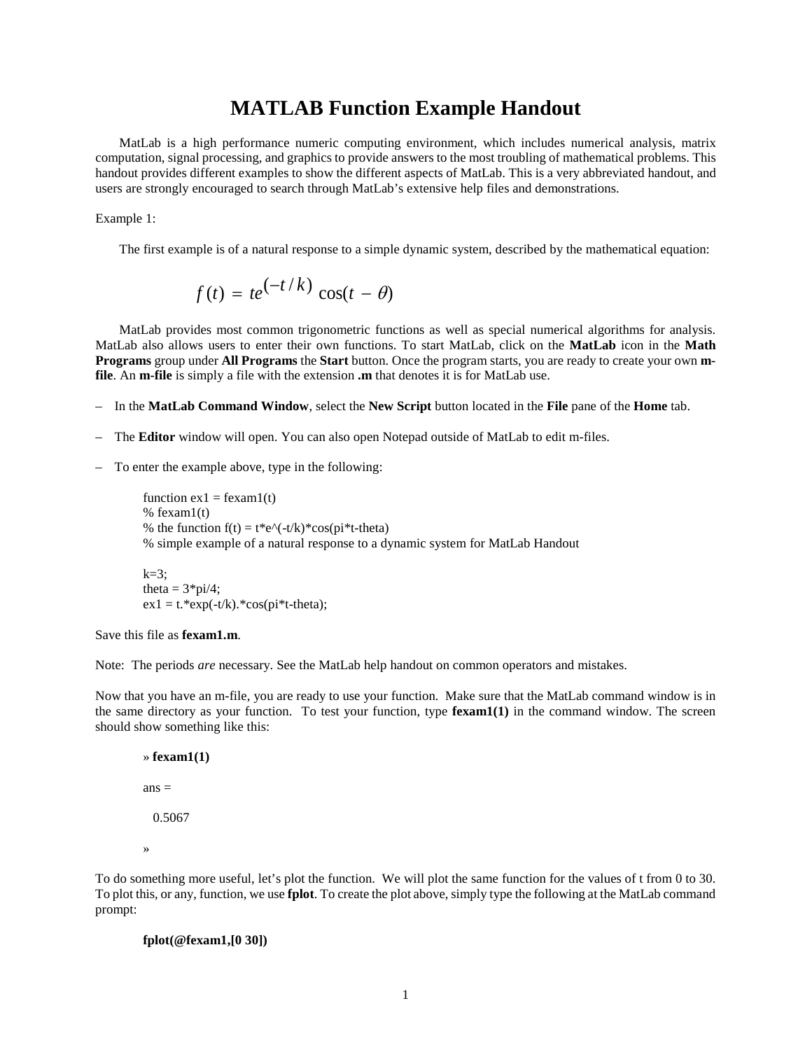# MATLAB Function Example Handout

MatLab is a high performance numeric computing environment, which includes numerical analysis, matrix computation, signal processing, and graphics to provide answers to the most troubling of mathematical problems. This handout provides different examples to show the different aspects of MatLab. This is a very abbreviated handout, and users are strongly encouraged to search through MatLab's extensive help files and demonstrations.

Example 1:

The first example is of a natural response to a simple dynamic system, described by the mathematical equation:

$$f(t) = te^{(-t/k)} \cos(t - \theta)$$

MatLab provides most common trigonometric functions as well as special numerical algorithms for analysis. MatLab also allows users to enter their own functions. To start MatLab, click on the **MatLab** icon in the **Math Programs** group under **All Programs** the **Start** button. Once the program starts, you are ready to create your own **m-file**. An **m-file** is simply a file with the extension **.m** that denotes it is for MatLab use.

- In the **MatLab Command Window**, select the **New Script** button located in the **File** pane of the **Home** tab.
- The **Editor** window will open. You can also open Notepad outside of MatLab to edit m-files.
- To enter the example above, type in the following:

```
function ex1 = fexam1(t)
% fexam1(t)
% the function f(t) = t*e^(-t/k)*cos(pi*t-theta)
% simple example of a natural response to a dynamic system for MatLab Handout

k=3;
theta = 3*pi/4;
ex1 = t.*exp(-t/k).*cos(pi*t-theta);
```

Save this file as **fexam1.m**.

Note: The periods *are* necessary. See the MatLab help handout on common operators and mistakes.

Now that you have an m-file, you are ready to use your function. Make sure that the MatLab command window is in the same directory as your function. To test your function, type **fexam1(1)** in the command window. The screen should show something like this:

```
» fexam1(1)

ans =

   0.5067

»
```

To do something more useful, let's plot the function. We will plot the same function for the values of t from 0 to 30. To plot this, or any, function, we use **fplot**. To create the plot above, simply type the following at the MatLab command prompt:

```
fplot(@fexam1,[0 30])
```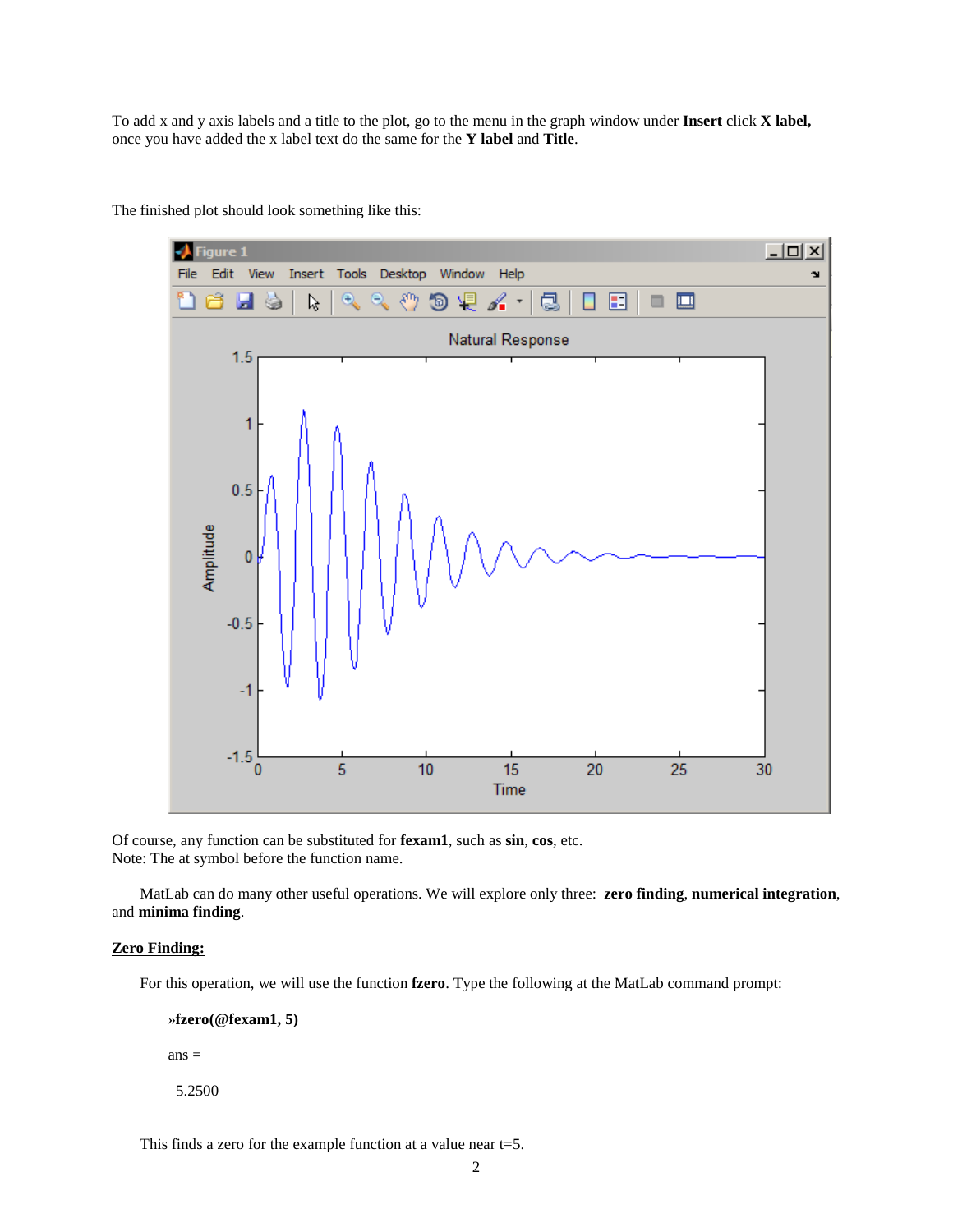To add x and y axis labels and a title to the plot, go to the menu in the graph window under **Insert** click **X label,** once you have added the x label text do the same for the **Y label** and **Title**.

The finished plot should look something like this:

Of course, any function can be substituted for **fexam1**, such as **sin**, **cos**, etc.
Note: The at symbol before the function name.

MatLab can do many other useful operations. We will explore only three: **zero finding**, **numerical integration**, and **minima finding**.

**<u>Zero Finding:</u>**

For this operation, we will use the function **fzero**. Type the following at the MatLab command prompt:

```
»fzero(@fexam1, 5)

ans =

  5.2500
```

This finds a zero for the example function at a value near t=5.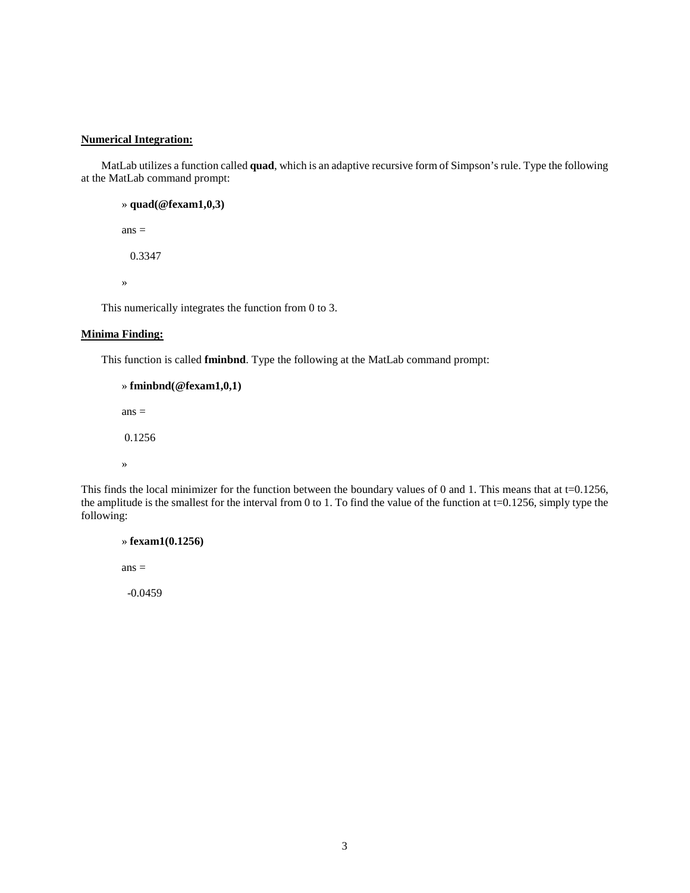**Numerical Integration:**

MatLab utilizes a function called **quad**, which is an adaptive recursive form of Simpson's rule. Type the following at the MatLab command prompt:

```
» quad(@fexam1,0,3)

ans =

   0.3347

»
```

This numerically integrates the function from 0 to 3.

**Minima Finding:**

This function is called **fminbnd**. Type the following at the MatLab command prompt:

```
» fminbnd(@fexam1,0,1)

ans =

 0.1256

»
```

This finds the local minimizer for the function between the boundary values of 0 and 1. This means that at t=0.1256, the amplitude is the smallest for the interval from 0 to 1. To find the value of the function at t=0.1256, simply type the following:

```
» fexam1(0.1256)

ans =

  -0.0459
```